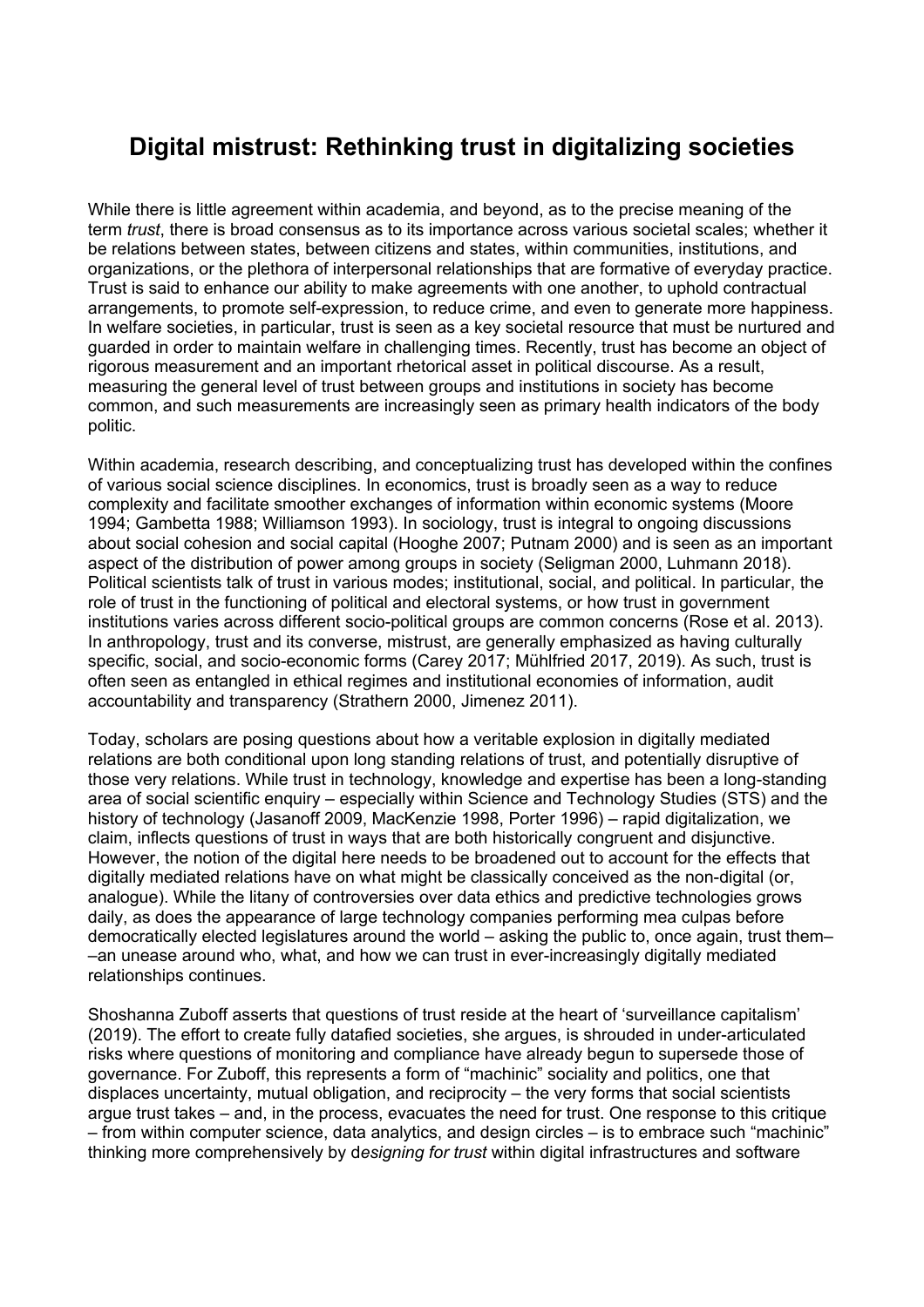# Digital mistrust: Rethinking trust in digitalizing societies

While there is little agreement within academia, and beyond, as to the precise meaning of the term *trust*, there is broad consensus as to its importance across various societal scales; whether it be relations between states, between citizens and states, within communities, institutions, and organizations, or the plethora of interpersonal relationships that are formative of everyday practice. Trust is said to enhance our ability to make agreements with one another, to uphold contractual arrangements, to promote self-expression, to reduce crime, and even to generate more happiness. In welfare societies, in particular, trust is seen as a key societal resource that must be nurtured and guarded in order to maintain welfare in challenging times. Recently, trust has become an object of rigorous measurement and an important rhetorical asset in political discourse. As a result, measuring the general level of trust between groups and institutions in society has become common, and such measurements are increasingly seen as primary health indicators of the body politic.

Within academia, research describing, and conceptualizing trust has developed within the confines of various social science disciplines. In economics, trust is broadly seen as a way to reduce complexity and facilitate smoother exchanges of information within economic systems (Moore 1994; Gambetta 1988; Williamson 1993). In sociology, trust is integral to ongoing discussions about social cohesion and social capital (Hooghe 2007; Putnam 2000) and is seen as an important aspect of the distribution of power among groups in society (Seligman 2000, Luhmann 2018). Political scientists talk of trust in various modes; institutional, social, and political. In particular, the role of trust in the functioning of political and electoral systems, or how trust in government institutions varies across different socio-political groups are common concerns (Rose et al. 2013). In anthropology, trust and its converse, mistrust, are generally emphasized as having culturally specific, social, and socio-economic forms (Carey 2017; Mühlfried 2017, 2019). As such, trust is often seen as entangled in ethical regimes and institutional economies of information, audit accountability and transparency (Strathern 2000, Jimenez 2011).

Today, scholars are posing questions about how a veritable explosion in digitally mediated relations are both conditional upon long standing relations of trust, and potentially disruptive of those very relations. While trust in technology, knowledge and expertise has been a long-standing area of social scientific enquiry – especially within Science and Technology Studies (STS) and the history of technology (Jasanoff 2009, MacKenzie 1998, Porter 1996) – rapid digitalization, we claim, inflects questions of trust in ways that are both historically congruent and disjunctive. However, the notion of the digital here needs to be broadened out to account for the effects that digitally mediated relations have on what might be classically conceived as the non-digital (or, analogue). While the litany of controversies over data ethics and predictive technologies grows daily, as does the appearance of large technology companies performing mea culpas before democratically elected legislatures around the world – asking the public to, once again, trust them– –an unease around who, what, and how we can trust in ever-increasingly digitally mediated relationships continues.

Shoshanna Zuboff asserts that questions of trust reside at the heart of 'surveillance capitalism' (2019). The effort to create fully datafied societies, she argues, is shrouded in under-articulated risks where questions of monitoring and compliance have already begun to supersede those of governance. For Zuboff, this represents a form of "machinic" sociality and politics, one that displaces uncertainty, mutual obligation, and reciprocity – the very forms that social scientists argue trust takes – and, in the process, evacuates the need for trust. One response to this critique – from within computer science, data analytics, and design circles – is to embrace such "machinic" thinking more comprehensively by d*esigning for trust* within digital infrastructures and software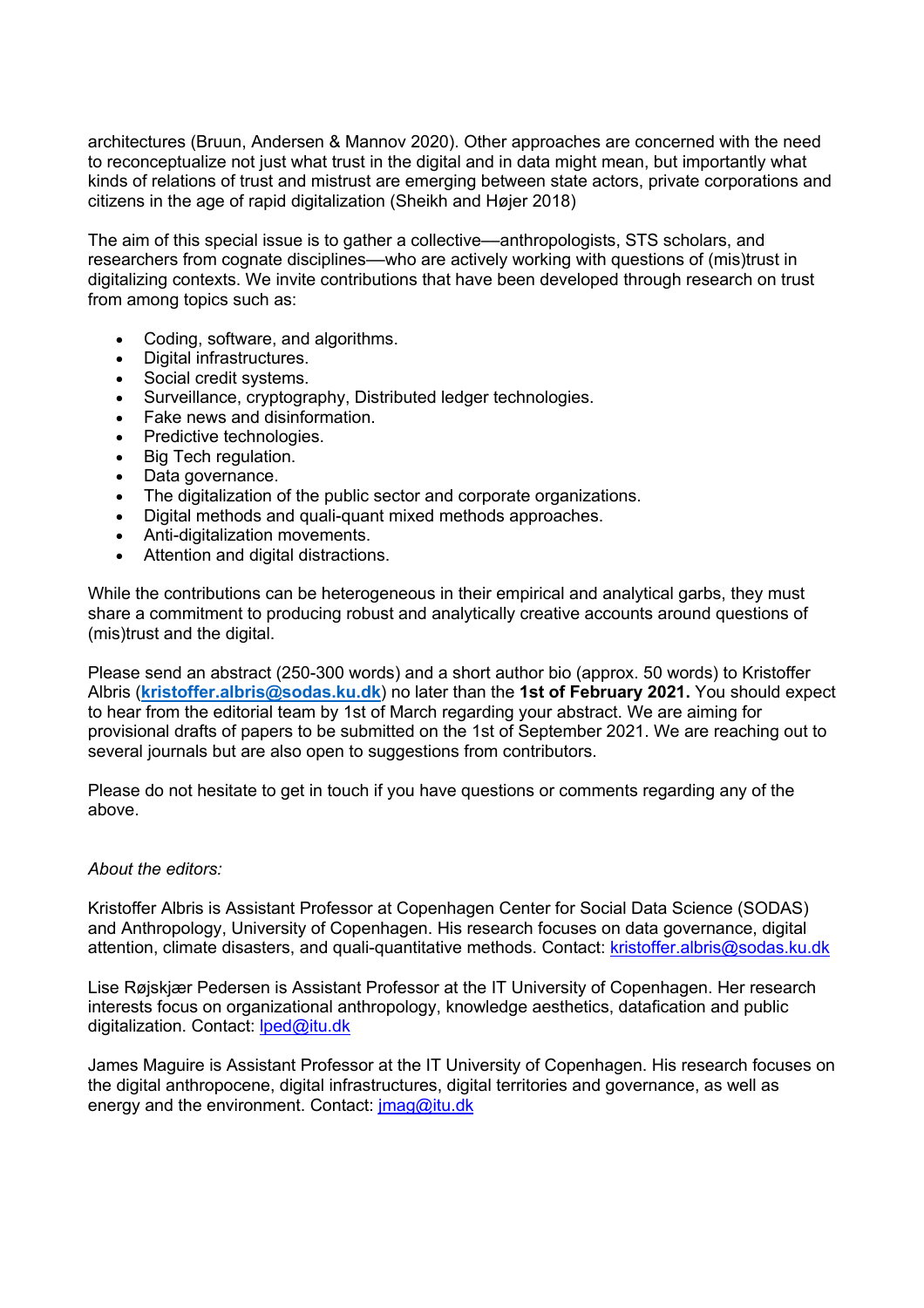architectures (Bruun, Andersen & Mannov 2020). Other approaches are concerned with the need to reconceptualize not just what trust in the digital and in data might mean, but importantly what kinds of relations of trust and mistrust are emerging between state actors, private corporations and citizens in the age of rapid digitalization (Sheikh and Højer 2018)

The aim of this special issue is to gather a collective—anthropologists, STS scholars, and researchers from cognate disciplines—who are actively working with questions of (mis)trust in digitalizing contexts. We invite contributions that have been developed through research on trust from among topics such as:

- Coding, software, and algorithms.
- Digital infrastructures.
- Social credit systems.
- Surveillance, cryptography, Distributed ledger technologies.
- Fake news and disinformation.
- Predictive technologies.
- Big Tech regulation.
- Data governance.
- The digitalization of the public sector and corporate organizations.
- Digital methods and quali-quant mixed methods approaches.
- Anti-digitalization movements.
- Attention and digital distractions.

While the contributions can be heterogeneous in their empirical and analytical garbs, they must share a commitment to producing robust and analytically creative accounts around questions of (mis)trust and the digital.

Please send an abstract (250-300 words) and a short author bio (approx. 50 words) to Kristoffer Albris (**kristoffer.albris@sodas.ku.dk**) no later than the **1st of February 2021.** You should expect to hear from the editorial team by 1st of March regarding your abstract. We are aiming for provisional drafts of papers to be submitted on the 1st of September 2021. We are reaching out to several journals but are also open to suggestions from contributors.

Please do not hesitate to get in touch if you have questions or comments regarding any of the above.

*About the editors:*

Kristoffer Albris is Assistant Professor at Copenhagen Center for Social Data Science (SODAS) and Anthropology, University of Copenhagen. His research focuses on data governance, digital attention, climate disasters, and quali-quantitative methods. Contact: kristoffer.albris@sodas.ku.dk

Lise Røjskjær Pedersen is Assistant Professor at the IT University of Copenhagen. Her research interests focus on organizational anthropology, knowledge aesthetics, datafication and public digitalization. Contact: lped@itu.dk

James Maguire is Assistant Professor at the IT University of Copenhagen. His research focuses on the digital anthropocene, digital infrastructures, digital territories and governance, as well as energy and the environment. Contact: jmag@itu.dk